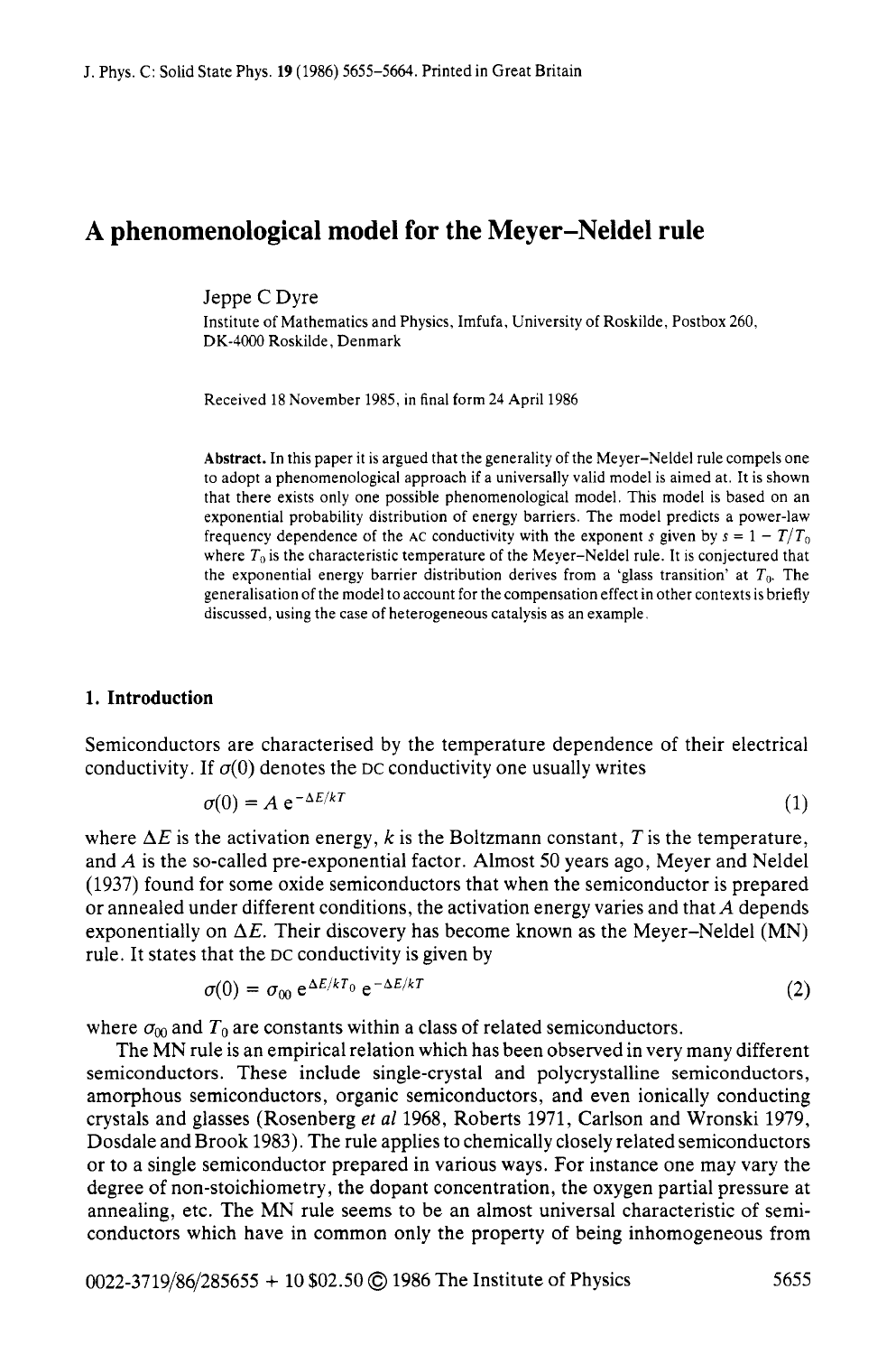# A phenomenological model for the Meyer–Neldel rule

Jeppe C Dyre

Institute of Mathematics and Physics, Imfufa, University of Roskilde, Postbox 260, DK-4000 Roskilde, Denmark

Received 18 November 1985, in final form 24 April 1986

**Abstract.** In this paper it is argued that the generality of the Meyer–Neldel rule compels one to adopt a phenomenological approach if a universally valid model is aimed at. It is shown that there exists only one possible phenomenological model. This model is based on an exponential probability distribution of energy barriers. The model predicts a power-law frequency dependence of the AC conductivity with the exponent $s$ given by $s = 1 - T/T_0$ where $T_0$ is the characteristic temperature of the Meyer–Neldel rule. It is conjectured that the exponential energy barrier distribution derives from a 'glass transition' at $T_0$. The generalisation of the model to account for the compensation effect in other contexts is briefly discussed, using the case of heterogeneous catalysis as an example.

## 1. Introduction

Semiconductors are characterised by the temperature dependence of their electrical conductivity. If $\sigma(0)$ denotes the DC conductivity one usually writes

$$\sigma(0) = A\, e^{-\Delta E/kT} \tag{1}$$

where $\Delta E$ is the activation energy, $k$ is the Boltzmann constant, $T$ is the temperature, and $A$ is the so-called pre-exponential factor. Almost 50 years ago, Meyer and Neldel (1937) found for some oxide semiconductors that when the semiconductor is prepared or annealed under different conditions, the activation energy varies and that $A$ depends exponentially on $\Delta E$. Their discovery has become known as the Meyer–Neldel (MN) rule. It states that the DC conductivity is given by

$$\sigma(0) = \sigma_{00}\, e^{\Delta E/kT_0}\, e^{-\Delta E/kT} \tag{2}$$

where $\sigma_{00}$ and $T_0$ are constants within a class of related semiconductors.

The MN rule is an empirical relation which has been observed in very many different semiconductors. These include single-crystal and polycrystalline semiconductors, amorphous semiconductors, organic semiconductors, and even ionically conducting crystals and glasses (Rosenberg *et al* 1968, Roberts 1971, Carlson and Wronski 1979, Dosdale and Brook 1983). The rule applies to chemically closely related semiconductors or to a single semiconductor prepared in various ways. For instance one may vary the degree of non-stoichiometry, the dopant concentration, the oxygen partial pressure at annealing, etc. The MN rule seems to be an almost universal characteristic of semiconductors which have in common only the property of being inhomogeneous from

0022-3719/86/285655 + 10 \$02.50 © 1986 The Institute of Physics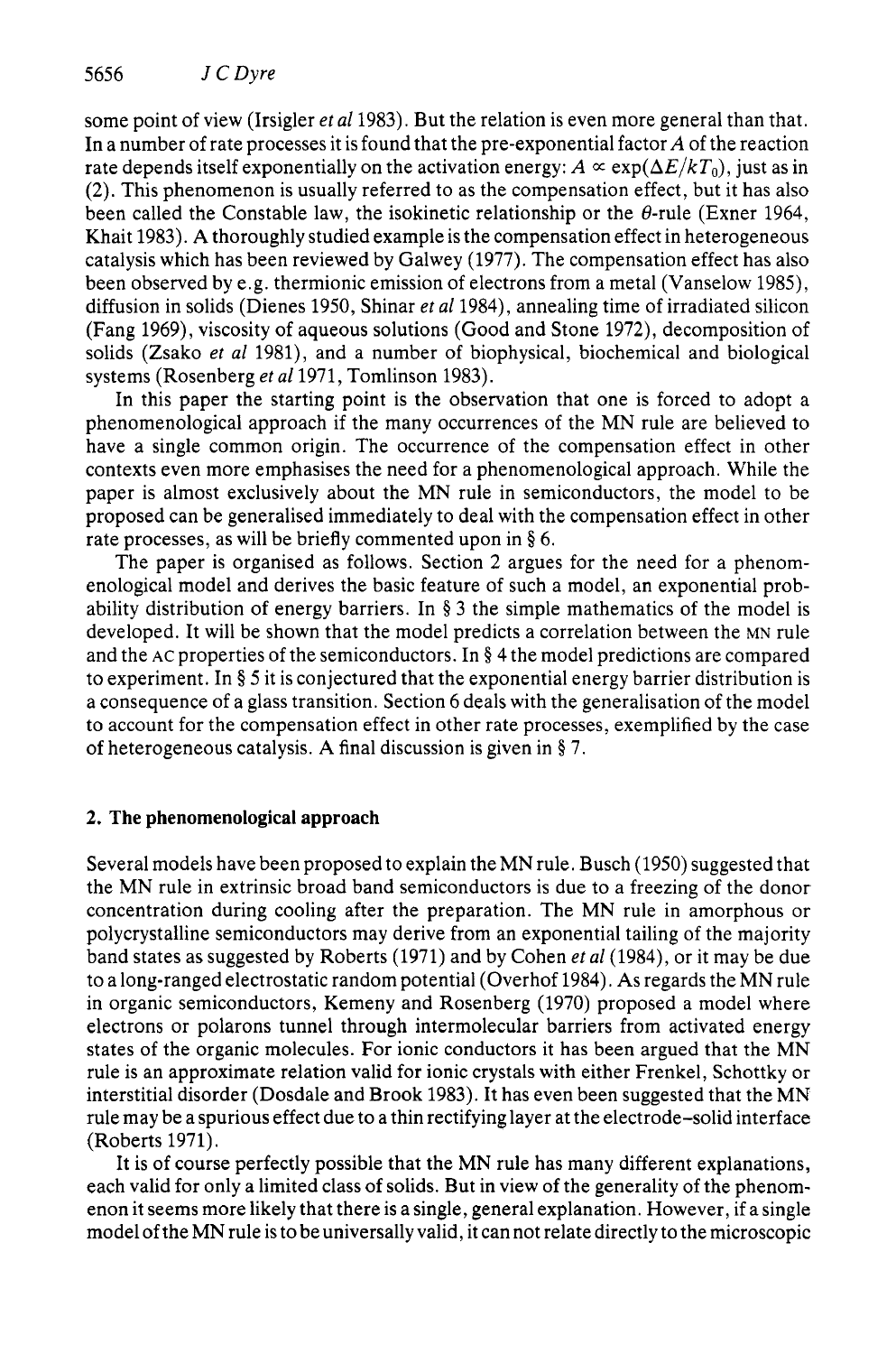some point of view (Irsigler *et al* 1983). But the relation is even more general than that. In a number of rate processes it is found that the pre-exponential factor $A$ of the reaction rate depends itself exponentially on the activation energy: $A \propto \exp(\Delta E/kT_0)$, just as in (2). This phenomenon is usually referred to as the compensation effect, but it has also been called the Constable law, the isokinetic relationship or the $\theta$-rule (Exner 1964, Khait 1983). A thoroughly studied example is the compensation effect in heterogeneous catalysis which has been reviewed by Galwey (1977). The compensation effect has also been observed by e.g. thermionic emission of electrons from a metal (Vanselow 1985), diffusion in solids (Dienes 1950, Shinar *et al* 1984), annealing time of irradiated silicon (Fang 1969), viscosity of aqueous solutions (Good and Stone 1972), decomposition of solids (Zsako *et al* 1981), and a number of biophysical, biochemical and biological systems (Rosenberg *et al* 1971, Tomlinson 1983).

In this paper the starting point is the observation that one is forced to adopt a phenomenological approach if the many occurrences of the MN rule are believed to have a single common origin. The occurrence of the compensation effect in other contexts even more emphasises the need for a phenomenological approach. While the paper is almost exclusively about the MN rule in semiconductors, the model to be proposed can be generalised immediately to deal with the compensation effect in other rate processes, as will be briefly commented upon in § 6.

The paper is organised as follows. Section 2 argues for the need for a phenomenological model and derives the basic feature of such a model, an exponential probability distribution of energy barriers. In § 3 the simple mathematics of the model is developed. It will be shown that the model predicts a correlation between the MN rule and the AC properties of the semiconductors. In § 4 the model predictions are compared to experiment. In § 5 it is conjectured that the exponential energy barrier distribution is a consequence of a glass transition. Section 6 deals with the generalisation of the model to account for the compensation effect in other rate processes, exemplified by the case of heterogeneous catalysis. A final discussion is given in § 7.

## 2. The phenomenological approach

Several models have been proposed to explain the MN rule. Busch (1950) suggested that the MN rule in extrinsic broad band semiconductors is due to a freezing of the donor concentration during cooling after the preparation. The MN rule in amorphous or polycrystalline semiconductors may derive from an exponential tailing of the majority band states as suggested by Roberts (1971) and by Cohen *et al* (1984), or it may be due to a long-ranged electrostatic random potential (Overhof 1984). As regards the MN rule in organic semiconductors, Kemeny and Rosenberg (1970) proposed a model where electrons or polarons tunnel through intermolecular barriers from activated energy states of the organic molecules. For ionic conductors it has been argued that the MN rule is an approximate relation valid for ionic crystals with either Frenkel, Schottky or interstitial disorder (Dosdale and Brook 1983). It has even been suggested that the MN rule may be a spurious effect due to a thin rectifying layer at the electrode–solid interface (Roberts 1971).

It is of course perfectly possible that the MN rule has many different explanations, each valid for only a limited class of solids. But in view of the generality of the phenomenon it seems more likely that there is a single, general explanation. However, if a single model of the MN rule is to be universally valid, it can not relate directly to the microscopic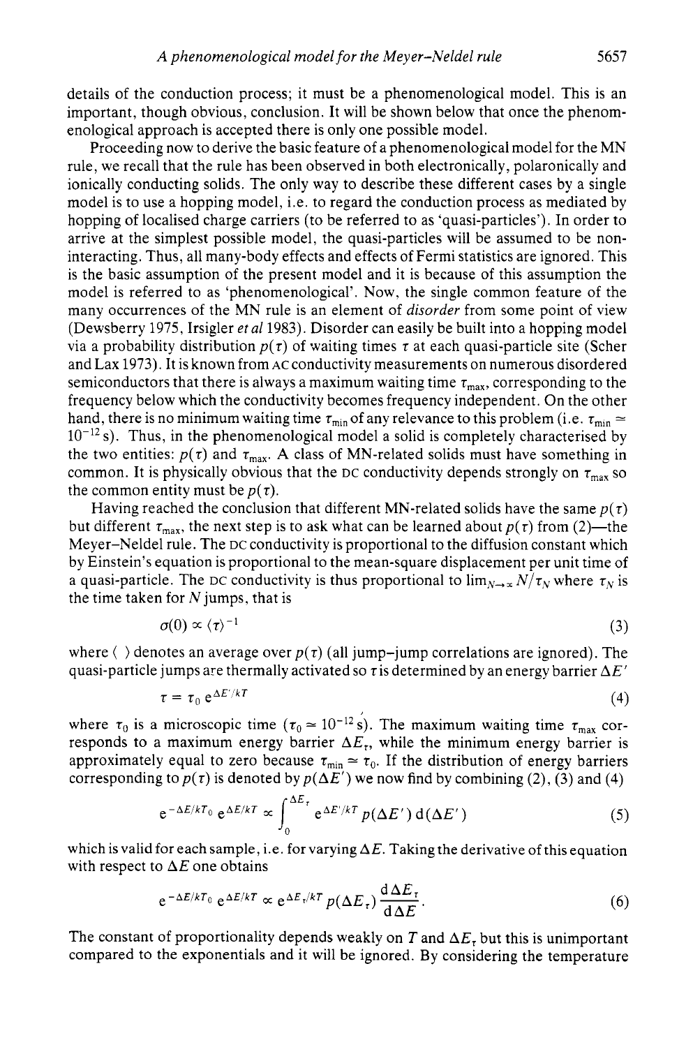details of the conduction process; it must be a phenomenological model. This is an important, though obvious, conclusion. It will be shown below that once the phenomenological approach is accepted there is only one possible model.

Proceeding now to derive the basic feature of a phenomenological model for the MN rule, we recall that the rule has been observed in both electronically, polaronically and ionically conducting solids. The only way to describe these different cases by a single model is to use a hopping model, i.e. to regard the conduction process as mediated by hopping of localised charge carriers (to be referred to as 'quasi-particles'). In order to arrive at the simplest possible model, the quasi-particles will be assumed to be non-interacting. Thus, all many-body effects and effects of Fermi statistics are ignored. This is the basic assumption of the present model and it is because of this assumption the model is referred to as 'phenomenological'. Now, the single common feature of the many occurrences of the MN rule is an element of *disorder* from some point of view (Dewsberry 1975, Irsigler *et al* 1983). Disorder can easily be built into a hopping model via a probability distribution $p(\tau)$ of waiting times $\tau$ at each quasi-particle site (Scher and Lax 1973). It is known from AC conductivity measurements on numerous disordered semiconductors that there is always a maximum waiting time $\tau_{max}$, corresponding to the frequency below which the conductivity becomes frequency independent. On the other hand, there is no minimum waiting time $\tau_{min}$ of any relevance to this problem (i.e. $\tau_{min} \simeq 10^{-12}$ s). Thus, in the phenomenological model a solid is completely characterised by the two entities: $p(\tau)$ and $\tau_{max}$. A class of MN-related solids must have something in common. It is physically obvious that the DC conductivity depends strongly on $\tau_{max}$ so the common entity must be $p(\tau)$.

Having reached the conclusion that different MN-related solids have the same $p(\tau)$ but different $\tau_{max}$, the next step is to ask what can be learned about $p(\tau)$ from (2)—the Meyer–Neldel rule. The DC conductivity is proportional to the diffusion constant which by Einstein's equation is proportional to the mean-square displacement per unit time of a quasi-particle. The DC conductivity is thus proportional to $\lim_{N\to\infty} N/\tau_N$ where $\tau_N$ is the time taken for $N$ jumps, that is

$$\sigma(0) \propto \langle\tau\rangle^{-1} \tag{3}$$

where $\langle\ \rangle$ denotes an average over $p(\tau)$ (all jump–jump correlations are ignored). The quasi-particle jumps are thermally activated so $\tau$ is determined by an energy barrier $\Delta E'$

$$\tau = \tau_0\, e^{\Delta E'/kT} \tag{4}$$

where $\tau_0$ is a microscopic time ($\tau_0 \simeq 10^{-12}$ s). The maximum waiting time $\tau_{max}$ corresponds to a maximum energy barrier $\Delta E_\tau$, while the minimum energy barrier is approximately equal to zero because $\tau_{min} \simeq \tau_0$. If the distribution of energy barriers corresponding to $p(\tau)$ is denoted by $p(\Delta E')$ we now find by combining (2), (3) and (4)

$$e^{-\Delta E/kT_0}\, e^{\Delta E/kT} \propto \int_0^{\Delta E_\tau} e^{\Delta E'/kT}\, p(\Delta E')\, d(\Delta E') \tag{5}$$

which is valid for each sample, i.e. for varying $\Delta E$. Taking the derivative of this equation with respect to $\Delta E$ one obtains

$$e^{-\Delta E/kT_0}\, e^{\Delta E/kT} \propto e^{\Delta E_\tau/kT}\, p(\Delta E_\tau)\, \frac{d\Delta E_\tau}{d\Delta E}. \tag{6}$$

The constant of proportionality depends weakly on $T$ and $\Delta E_\tau$ but this is unimportant compared to the exponentials and it will be ignored. By considering the temperature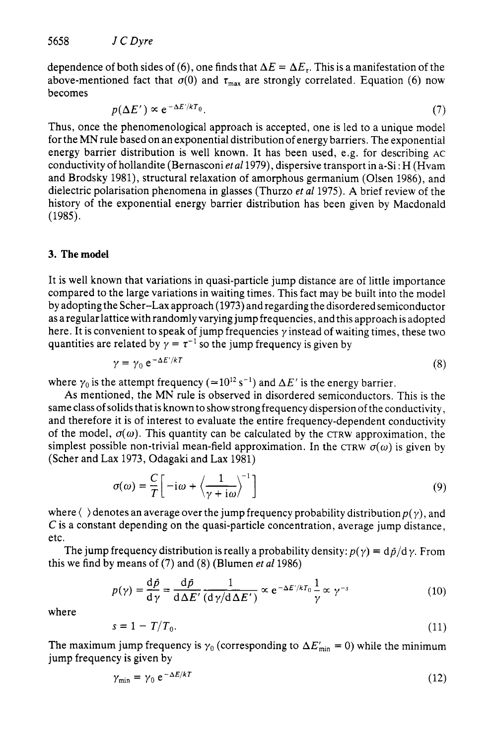dependence of both sides of (6), one finds that $\Delta E = \Delta E_\tau$. This is a manifestation of the above-mentioned fact that $\sigma(0)$ and $\tau_{max}$ are strongly correlated. Equation (6) now becomes

$$p(\Delta E') \propto e^{-\Delta E'/kT_0}. \tag{7}$$

Thus, once the phenomenological approach is accepted, one is led to a unique model for the MN rule based on an exponential distribution of energy barriers. The exponential energy barrier distribution is well known. It has been used, e.g. for describing AC conductivity of hollandite (Bernasconi *et al* 1979), dispersive transport in a-Si : H (Hvam and Brodsky 1981), structural relaxation of amorphous germanium (Olsen 1986), and dielectric polarisation phenomena in glasses (Thurzo *et al* 1975). A brief review of the history of the exponential energy barrier distribution has been given by Macdonald (1985).

## 3. The model

It is well known that variations in quasi-particle jump distance are of little importance compared to the large variations in waiting times. This fact may be built into the model by adopting the Scher–Lax approach (1973) and regarding the disordered semiconductor as a regular lattice with randomly varying jump frequencies, and this approach is adopted here. It is convenient to speak of jump frequencies $\gamma$ instead of waiting times, these two quantities are related by $\gamma = \tau^{-1}$ so the jump frequency is given by

$$\gamma = \gamma_0 \, e^{-\Delta E'/kT} \tag{8}$$

where $\gamma_0$ is the attempt frequency ($\simeq 10^{12}\ \mathrm{s}^{-1}$) and $\Delta E'$ is the energy barrier.

As mentioned, the MN rule is observed in disordered semiconductors. This is the same class of solids that is known to show strong frequency dispersion of the conductivity, and therefore it is of interest to evaluate the entire frequency-dependent conductivity of the model, $\sigma(\omega)$. This quantity can be calculated by the CTRW approximation, the simplest possible non-trivial mean-field approximation. In the CTRW $\sigma(\omega)$ is given by (Scher and Lax 1973, Odagaki and Lax 1981)

$$\sigma(\omega) = \frac{C}{T}\left[-i\omega + \left\langle \frac{1}{\gamma + i\omega} \right\rangle^{-1}\right] \tag{9}$$

where $\langle\ \rangle$ denotes an average over the jump frequency probability distribution $p(\gamma)$, and $C$ is a constant depending on the quasi-particle concentration, average jump distance, etc.

The jump frequency distribution is really a probability density: $p(\gamma) \equiv d\tilde{p}/d\gamma$. From this we find by means of (7) and (8) (Blumen *et al* 1986)

$$p(\gamma) = \frac{d\tilde{p}}{d\gamma} = \frac{d\tilde{p}}{d\Delta E'} \frac{1}{(d\gamma/d\Delta E')} \propto e^{-\Delta E'/kT_0} \frac{1}{\gamma} \propto \gamma^{-s} \tag{10}$$

where

$$s = 1 - T/T_0. \tag{11}$$

The maximum jump frequency is $\gamma_0$ (corresponding to $\Delta E'_{min} = 0$) while the minimum jump frequency is given by

$$\gamma_{min} = \gamma_0 \, e^{-\Delta E/kT} \tag{12}$$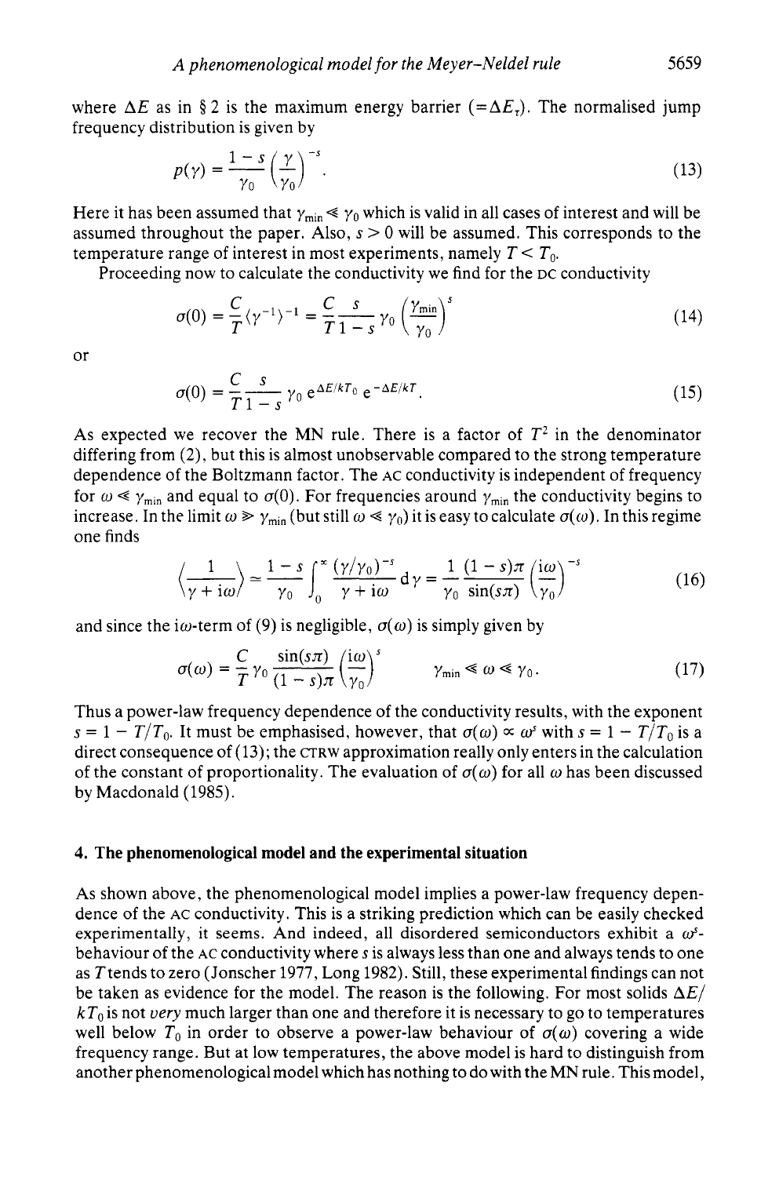where $\Delta E$ as in § 2 is the maximum energy barrier ($=\Delta E_\tau$). The normalised jump frequency distribution is given by

$$p(\gamma) = \frac{1-s}{\gamma_0}\left(\frac{\gamma}{\gamma_0}\right)^{-s}. \tag{13}$$

Here it has been assumed that $\gamma_{\min} \ll \gamma_0$ which is valid in all cases of interest and will be assumed throughout the paper. Also, $s > 0$ will be assumed. This corresponds to the temperature range of interest in most experiments, namely $T < T_0$.

Proceeding now to calculate the conductivity we find for the DC conductivity

$$\sigma(0) = \frac{C}{T}\langle \gamma^{-1}\rangle^{-1} = \frac{C}{T}\frac{s}{1-s}\gamma_0\left(\frac{\gamma_{\min}}{\gamma_0}\right)^{s} \tag{14}$$

or

$$\sigma(0) = \frac{C}{T}\frac{s}{1-s}\gamma_0\, e^{\Delta E/kT_0}\, e^{-\Delta E/kT}. \tag{15}$$

As expected we recover the MN rule. There is a factor of $T^2$ in the denominator differing from (2), but this is almost unobservable compared to the strong temperature dependence of the Boltzmann factor. The AC conductivity is independent of frequency for $\omega \ll \gamma_{\min}$ and equal to $\sigma(0)$. For frequencies around $\gamma_{\min}$ the conductivity begins to increase. In the limit $\omega \gg \gamma_{\min}$ (but still $\omega \ll \gamma_0$) it is easy to calculate $\sigma(\omega)$. In this regime one finds

$$\left\langle \frac{1}{\gamma + i\omega}\right\rangle \simeq \frac{1-s}{\gamma_0}\int_0^\infty \frac{(\gamma/\gamma_0)^{-s}}{\gamma + i\omega}\,d\gamma = \frac{1}{\gamma_0}\frac{(1-s)\pi}{\sin(s\pi)}\left(\frac{i\omega}{\gamma_0}\right)^{-s} \tag{16}$$

and since the $i\omega$-term of (9) is negligible, $\sigma(\omega)$ is simply given by

$$\sigma(\omega) = \frac{C}{T}\gamma_0\frac{\sin(s\pi)}{(1-s)\pi}\left(\frac{i\omega}{\gamma_0}\right)^{s} \qquad \gamma_{\min} \ll \omega \ll \gamma_0. \tag{17}$$

Thus a power-law frequency dependence of the conductivity results, with the exponent $s = 1 - T/T_0$. It must be emphasised, however, that $\sigma(\omega) \propto \omega^s$ with $s = 1 - T/T_0$ is a direct consequence of (13); the CTRW approximation really only enters in the calculation of the constant of proportionality. The evaluation of $\sigma(\omega)$ for all $\omega$ has been discussed by Macdonald (1985).

## 4. The phenomenological model and the experimental situation

As shown above, the phenomenological model implies a power-law frequency dependence of the AC conductivity. This is a striking prediction which can be easily checked experimentally, it seems. And indeed, all disordered semiconductors exhibit a $\omega^s$-behaviour of the AC conductivity where $s$ is always less than one and always tends to one as $T$ tends to zero (Jonscher 1977, Long 1982). Still, these experimental findings can not be taken as evidence for the model. The reason is the following. For most solids $\Delta E/kT_0$ is not *very* much larger than one and therefore it is necessary to go to temperatures well below $T_0$ in order to observe a power-law behaviour of $\sigma(\omega)$ covering a wide frequency range. But at low temperatures, the above model is hard to distinguish from another phenomenological model which has nothing to do with the MN rule. This model,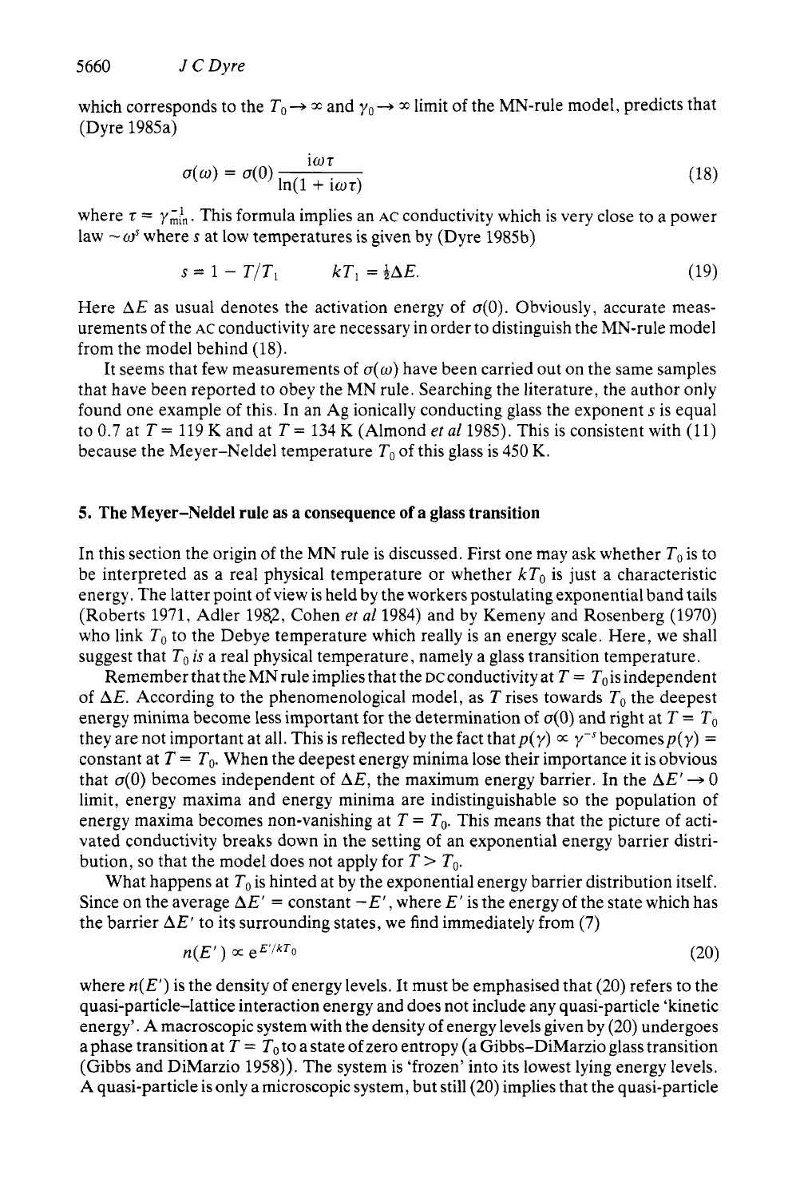which corresponds to the $T_0 \to \infty$ and $\gamma_0 \to \infty$ limit of the MN-rule model, predicts that (Dyre 1985a)

$$\sigma(\omega) = \sigma(0) \frac{i\omega\tau}{\ln(1 + i\omega\tau)} \tag{18}$$

where $\tau = \gamma_{min}^{-1}$. This formula implies an AC conductivity which is very close to a power law $\sim \omega^s$ where $s$ at low temperatures is given by (Dyre 1985b)

$$s = 1 - T/T_1 \qquad kT_1 = \tfrac{1}{2}\Delta E. \tag{19}$$

Here $\Delta E$ as usual denotes the activation energy of $\sigma(0)$. Obviously, accurate measurements of the AC conductivity are necessary in order to distinguish the MN-rule model from the model behind (18).

It seems that few measurements of $\sigma(\omega)$ have been carried out on the same samples that have been reported to obey the MN rule. Searching the literature, the author only found one example of this. In an Ag ionically conducting glass the exponent $s$ is equal to 0.7 at $T = 119$ K and at $T = 134$ K (Almond *et al* 1985). This is consistent with (11) because the Meyer–Neldel temperature $T_0$ of this glass is 450 K.

## 5. The Meyer–Neldel rule as a consequence of a glass transition

In this section the origin of the MN rule is discussed. First one may ask whether $T_0$ is to be interpreted as a real physical temperature or whether $kT_0$ is just a characteristic energy. The latter point of view is held by the workers postulating exponential band tails (Roberts 1971, Adler 1982, Cohen *et al* 1984) and by Kemeny and Rosenberg (1970) who link $T_0$ to the Debye temperature which really is an energy scale. Here, we shall suggest that $T_0$ *is* a real physical temperature, namely a glass transition temperature.

Remember that the MN rule implies that the DC conductivity at $T = T_0$ is independent of $\Delta E$. According to the phenomenological model, as $T$ rises towards $T_0$ the deepest energy minima become less important for the determination of $\sigma(0)$ and right at $T = T_0$ they are not important at all. This is reflected by the fact that $p(\gamma) \propto \gamma^{-s}$ becomes $p(\gamma) =$ constant at $T = T_0$. When the deepest energy minima lose their importance it is obvious that $\sigma(0)$ becomes independent of $\Delta E$, the maximum energy barrier. In the $\Delta E' \to 0$ limit, energy maxima and energy minima are indistinguishable so the population of energy maxima becomes non-vanishing at $T = T_0$. This means that the picture of activated conductivity breaks down in the setting of an exponential energy barrier distribution, so that the model does not apply for $T > T_0$.

What happens at $T_0$ is hinted at by the exponential energy barrier distribution itself. Since on the average $\Delta E' =$ constant $- E'$, where $E'$ is the energy of the state which has the barrier $\Delta E'$ to its surrounding states, we find immediately from (7)

$$n(E') \propto e^{E'/kT_0} \tag{20}$$

where $n(E')$ is the density of energy levels. It must be emphasised that (20) refers to the quasi-particle–lattice interaction energy and does not include any quasi-particle 'kinetic energy'. A macroscopic system with the density of energy levels given by (20) undergoes a phase transition at $T = T_0$ to a state of zero entropy (a Gibbs–DiMarzio glass transition (Gibbs and DiMarzio 1958)). The system is 'frozen' into its lowest lying energy levels. A quasi-particle is only a microscopic system, but still (20) implies that the quasi-particle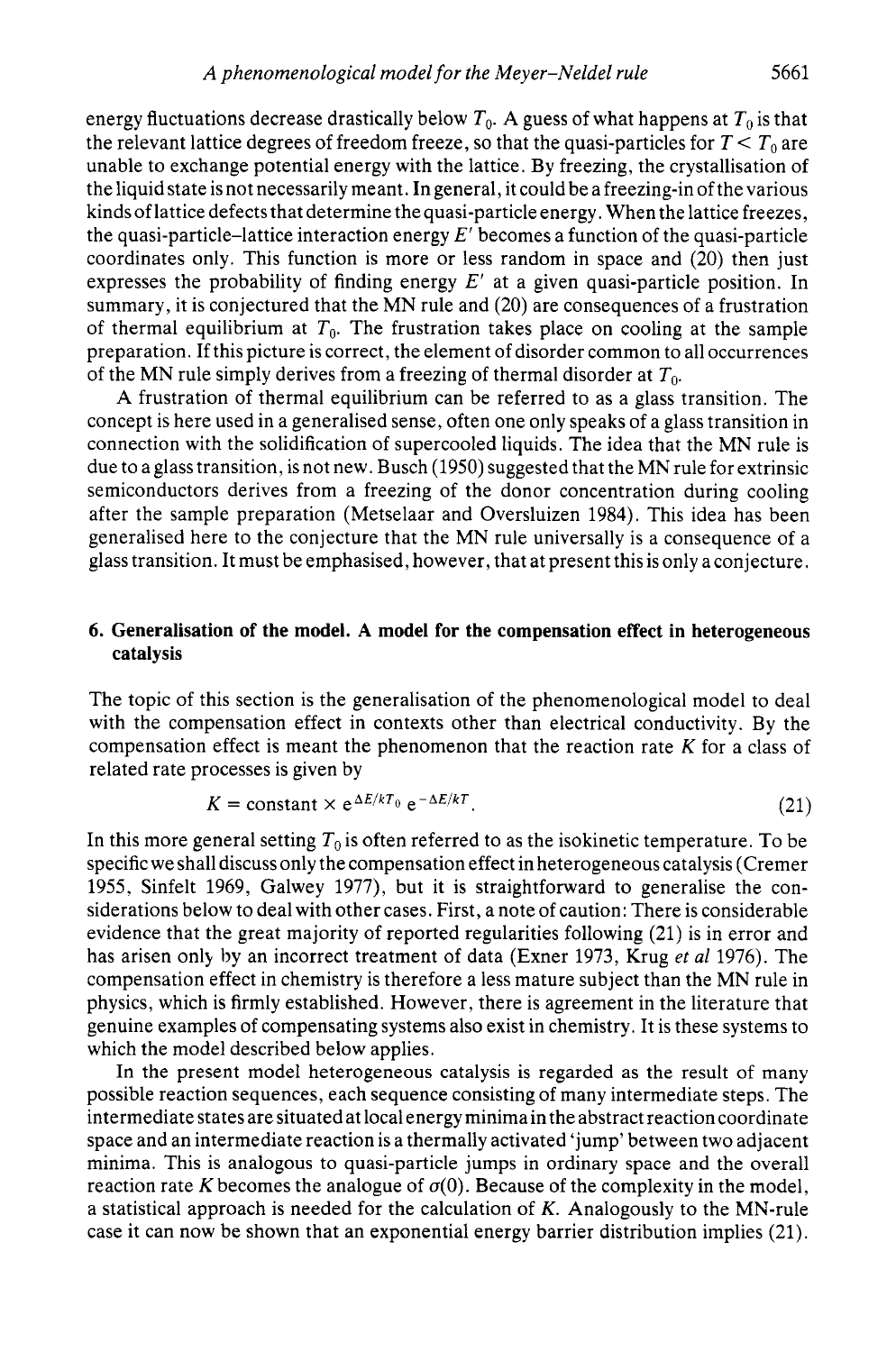energy fluctuations decrease drastically below $T_0$. A guess of what happens at $T_0$ is that the relevant lattice degrees of freedom freeze, so that the quasi-particles for $T < T_0$ are unable to exchange potential energy with the lattice. By freezing, the crystallisation of the liquid state is not necessarily meant. In general, it could be a freezing-in of the various kinds of lattice defects that determine the quasi-particle energy. When the lattice freezes, the quasi-particle–lattice interaction energy $E'$ becomes a function of the quasi-particle coordinates only. This function is more or less random in space and (20) then just expresses the probability of finding energy $E'$ at a given quasi-particle position. In summary, it is conjectured that the MN rule and (20) are consequences of a frustration of thermal equilibrium at $T_0$. The frustration takes place on cooling at the sample preparation. If this picture is correct, the element of disorder common to all occurrences of the MN rule simply derives from a freezing of thermal disorder at $T_0$.

A frustration of thermal equilibrium can be referred to as a glass transition. The concept is here used in a generalised sense, often one only speaks of a glass transition in connection with the solidification of supercooled liquids. The idea that the MN rule is due to a glass transition, is not new. Busch (1950) suggested that the MN rule for extrinsic semiconductors derives from a freezing of the donor concentration during cooling after the sample preparation (Metselaar and Oversluizen 1984). This idea has been generalised here to the conjecture that the MN rule universally is a consequence of a glass transition. It must be emphasised, however, that at present this is only a conjecture.

## 6. Generalisation of the model. A model for the compensation effect in heterogeneous catalysis

The topic of this section is the generalisation of the phenomenological model to deal with the compensation effect in contexts other than electrical conductivity. By the compensation effect is meant the phenomenon that the reaction rate $K$ for a class of related rate processes is given by

$$K = \text{constant} \times e^{\Delta E/kT_0}\, e^{-\Delta E/kT}. \tag{21}$$

In this more general setting $T_0$ is often referred to as the isokinetic temperature. To be specific we shall discuss only the compensation effect in heterogeneous catalysis (Cremer 1955, Sinfelt 1969, Galwey 1977), but it is straightforward to generalise the considerations below to deal with other cases. First, a note of caution: There is considerable evidence that the great majority of reported regularities following (21) is in error and has arisen only by an incorrect treatment of data (Exner 1973, Krug *et al* 1976). The compensation effect in chemistry is therefore a less mature subject than the MN rule in physics, which is firmly established. However, there is agreement in the literature that genuine examples of compensating systems also exist in chemistry. It is these systems to which the model described below applies.

In the present model heterogeneous catalysis is regarded as the result of many possible reaction sequences, each sequence consisting of many intermediate steps. The intermediate states are situated at local energy minima in the abstract reaction coordinate space and an intermediate reaction is a thermally activated 'jump' between two adjacent minima. This is analogous to quasi-particle jumps in ordinary space and the overall reaction rate $K$ becomes the analogue of $\sigma(0)$. Because of the complexity in the model, a statistical approach is needed for the calculation of $K$. Analogously to the MN-rule case it can now be shown that an exponential energy barrier distribution implies (21).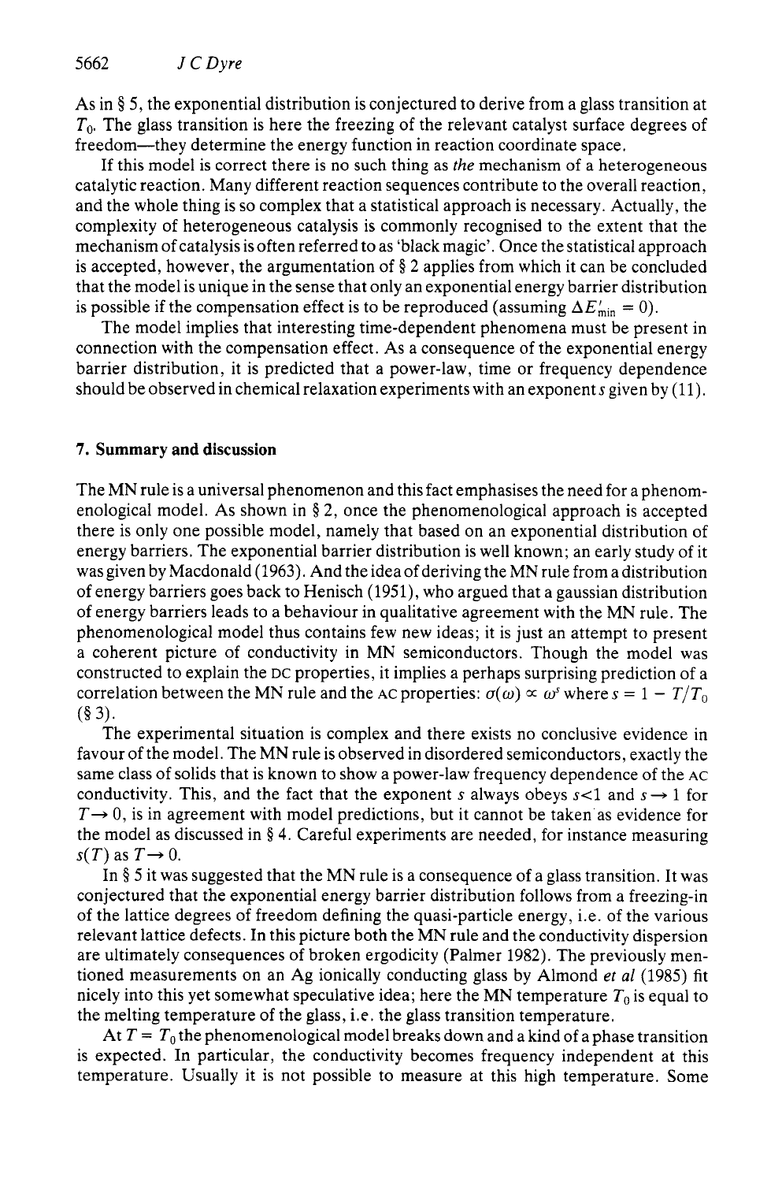As in § 5, the exponential distribution is conjectured to derive from a glass transition at $T_0$. The glass transition is here the freezing of the relevant catalyst surface degrees of freedom—they determine the energy function in reaction coordinate space.

If this model is correct there is no such thing as *the* mechanism of a heterogeneous catalytic reaction. Many different reaction sequences contribute to the overall reaction, and the whole thing is so complex that a statistical approach is necessary. Actually, the complexity of heterogeneous catalysis is commonly recognised to the extent that the mechanism of catalysis is often referred to as 'black magic'. Once the statistical approach is accepted, however, the argumentation of § 2 applies from which it can be concluded that the model is unique in the sense that only an exponential energy barrier distribution is possible if the compensation effect is to be reproduced (assuming $\Delta E'_{\text{min}} = 0$).

The model implies that interesting time-dependent phenomena must be present in connection with the compensation effect. As a consequence of the exponential energy barrier distribution, it is predicted that a power-law, time or frequency dependence should be observed in chemical relaxation experiments with an exponent $s$ given by (11).

## 7. Summary and discussion

The MN rule is a universal phenomenon and this fact emphasises the need for a phenomenological model. As shown in § 2, once the phenomenological approach is accepted there is only one possible model, namely that based on an exponential distribution of energy barriers. The exponential barrier distribution is well known; an early study of it was given by Macdonald (1963). And the idea of deriving the MN rule from a distribution of energy barriers goes back to Henisch (1951), who argued that a gaussian distribution of energy barriers leads to a behaviour in qualitative agreement with the MN rule. The phenomenological model thus contains few new ideas; it is just an attempt to present a coherent picture of conductivity in MN semiconductors. Though the model was constructed to explain the DC properties, it implies a perhaps surprising prediction of a correlation between the MN rule and the AC properties: $\sigma(\omega) \propto \omega^s$ where $s = 1 - T/T_0$ (§ 3).

The experimental situation is complex and there exists no conclusive evidence in favour of the model. The MN rule is observed in disordered semiconductors, exactly the same class of solids that is known to show a power-law frequency dependence of the AC conductivity. This, and the fact that the exponent $s$ always obeys $s<1$ and $s \to 1$ for $T \to 0$, is in agreement with model predictions, but it cannot be taken as evidence for the model as discussed in § 4. Careful experiments are needed, for instance measuring $s(T)$ as $T \to 0$.

In § 5 it was suggested that the MN rule is a consequence of a glass transition. It was conjectured that the exponential energy barrier distribution follows from a freezing-in of the lattice degrees of freedom defining the quasi-particle energy, i.e. of the various relevant lattice defects. In this picture both the MN rule and the conductivity dispersion are ultimately consequences of broken ergodicity (Palmer 1982). The previously mentioned measurements on an Ag ionically conducting glass by Almond *et al* (1985) fit nicely into this yet somewhat speculative idea; here the MN temperature $T_0$ is equal to the melting temperature of the glass, i.e. the glass transition temperature.

At $T = T_0$ the phenomenological model breaks down and a kind of a phase transition is expected. In particular, the conductivity becomes frequency independent at this temperature. Usually it is not possible to measure at this high temperature. Some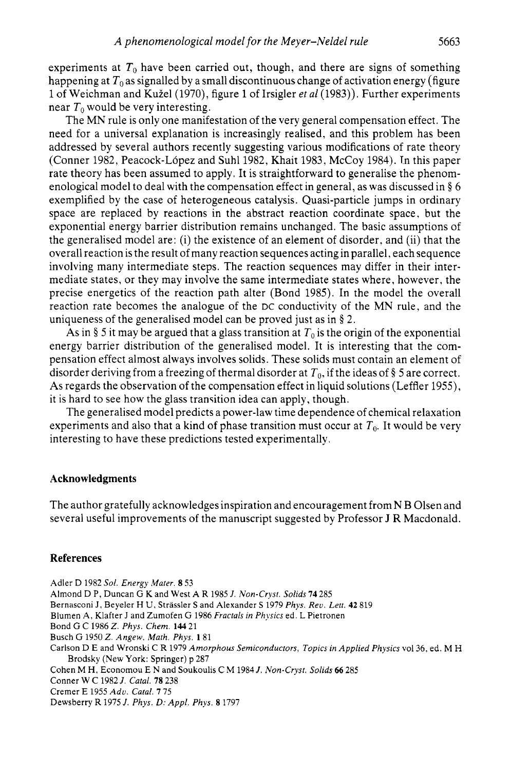experiments at $T_0$ have been carried out, though, and there are signs of something happening at $T_0$ as signalled by a small discontinuous change of activation energy (figure 1 of Weichman and Kužel (1970), figure 1 of Irsigler *et al* (1983)). Further experiments near $T_0$ would be very interesting.

The MN rule is only one manifestation of the very general compensation effect. The need for a universal explanation is increasingly realised, and this problem has been addressed by several authors recently suggesting various modifications of rate theory (Conner 1982, Peacock-López and Suhl 1982, Khait 1983, McCoy 1984). In this paper rate theory has been assumed to apply. It is straightforward to generalise the phenomenological model to deal with the compensation effect in general, as was discussed in § 6 exemplified by the case of heterogeneous catalysis. Quasi-particle jumps in ordinary space are replaced by reactions in the abstract reaction coordinate space, but the exponential energy barrier distribution remains unchanged. The basic assumptions of the generalised model are: (i) the existence of an element of disorder, and (ii) that the overall reaction is the result of many reaction sequences acting in parallel, each sequence involving many intermediate steps. The reaction sequences may differ in their intermediate states, or they may involve the same intermediate states where, however, the precise energetics of the reaction path alter (Bond 1985). In the model the overall reaction rate becomes the analogue of the DC conductivity of the MN rule, and the uniqueness of the generalised model can be proved just as in § 2.

As in § 5 it may be argued that a glass transition at $T_0$ is the origin of the exponential energy barrier distribution of the generalised model. It is interesting that the compensation effect almost always involves solids. These solids must contain an element of disorder deriving from a freezing of thermal disorder at $T_0$, if the ideas of § 5 are correct. As regards the observation of the compensation effect in liquid solutions (Leffler 1955), it is hard to see how the glass transition idea can apply, though.

The generalised model predicts a power-law time dependence of chemical relaxation experiments and also that a kind of phase transition must occur at $T_0$. It would be very interesting to have these predictions tested experimentally.

## Acknowledgments

The author gratefully acknowledges inspiration and encouragement from N B Olsen and several useful improvements of the manuscript suggested by Professor J R Macdonald.

## References

Adler D 1982 *Sol. Energy Mater.* **8** 53

Almond D P, Duncan G K and West A R 1985 *J. Non-Cryst. Solids* **74** 285

Bernasconi J, Beyeler H U, Strässler S and Alexander S 1979 *Phys. Rev. Lett.* **42** 819

Blumen A, Klafter J and Zumofen G 1986 *Fractals in Physics* ed. L Pietronen

Bond G C 1986 *Z. Phys. Chem.* **144** 21

Busch G 1950 *Z. Angew. Math. Phys.* **1** 81

Carlson D E and Wronski C R 1979 *Amorphous Semiconductors, Topics in Applied Physics* vol 36, ed. M H Brodsky (New York: Springer) p 287

Cohen M H, Economou E N and Soukoulis C M 1984 *J. Non-Cryst. Solids* **66** 285

Conner W C 1982 *J. Catal.* **78** 238

Cremer E 1955 *Adv. Catal.* **7** 75

Dewsberry R 1975 *J. Phys. D: Appl. Phys.* **8** 1797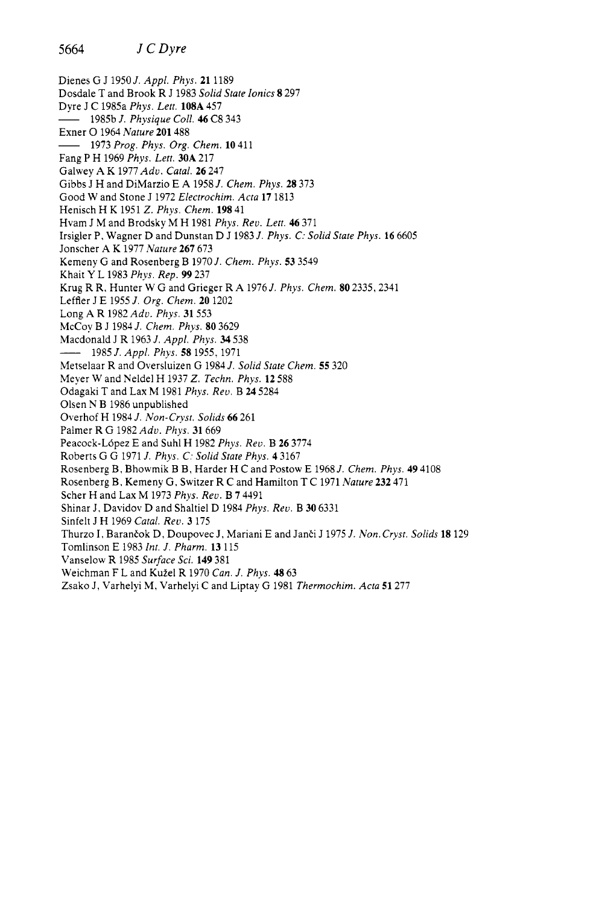Dienes G J 1950 *J. Appl. Phys.* **21** 1189
Dosdale T and Brook R J 1983 *Solid State Ionics* **8** 297
Dyre J C 1985a *Phys. Lett.* **108A** 457
—— 1985b *J. Physique Coll.* **46** C8 343
Exner O 1964 *Nature* **201** 488
—— 1973 *Prog. Phys. Org. Chem.* **10** 411
Fang P H 1969 *Phys. Lett.* **30A** 217
Galwey A K 1977 *Adv. Catal.* **26** 247
Gibbs J H and DiMarzio E A 1958 *J. Chem. Phys.* **28** 373
Good W and Stone J 1972 *Electrochim. Acta* **17** 1813
Henisch H K 1951 *Z. Phys. Chem.* **198** 41
Hvam J M and Brodsky M H 1981 *Phys. Rev. Lett.* **46** 371
Irsigler P, Wagner D and Dunstan D J 1983 *J. Phys. C: Solid State Phys.* **16** 6605
Jonscher A K 1977 *Nature* **267** 673
Kemeny G and Rosenberg B 1970 *J. Chem. Phys.* **53** 3549
Khait Y L 1983 *Phys. Rep.* **99** 237
Krug R R, Hunter W G and Grieger R A 1976 *J. Phys. Chem.* **80** 2335, 2341
Leffler J E 1955 *J. Org. Chem.* **20** 1202
Long A R 1982 *Adv. Phys.* **31** 553
McCoy B J 1984 *J. Chem. Phys.* **80** 3629
Macdonald J R 1963 *J. Appl. Phys.* **34** 538
—— 1985 *J. Appl. Phys.* **58** 1955, 1971
Metselaar R and Oversluizen G 1984 *J. Solid State Chem.* **55** 320
Meyer W and Neldel H 1937 *Z. Techn. Phys.* **12** 588
Odagaki T and Lax M 1981 *Phys. Rev.* B **24** 5284
Olsen N B 1986 unpublished
Overhof H 1984 *J. Non-Cryst. Solids* **66** 261
Palmer R G 1982 *Adv. Phys.* **31** 669
Peacock-López E and Suhl H 1982 *Phys. Rev.* B **26** 3774
Roberts G G 1971 *J. Phys. C: Solid State Phys.* **4** 3167
Rosenberg B, Bhowmik B B, Harder H C and Postow E 1968 *J. Chem. Phys.* **49** 4108
Rosenberg B, Kemeny G, Switzer R C and Hamilton T C 1971 *Nature* **232** 471
Scher H and Lax M 1973 *Phys. Rev.* B **7** 4491
Shinar J, Davidov D and Shaltiel D 1984 *Phys. Rev.* B **30** 6331
Sinfelt J H 1969 *Catal. Rev.* **3** 175
Thurzo I, Barančok D, Doupovec J, Mariani E and Janči J 1975 *J. Non.Cryst. Solids* **18** 129
Tomlinson E 1983 *Int. J. Pharm.* **13** 115
Vanselow R 1985 *Surface Sci.* **149** 381
Weichman F L and Kužel R 1970 *Can. J. Phys.* **48** 63
Zsako J, Varhelyi M, Varhelyi C and Liptay G 1981 *Thermochim. Acta* **51** 277